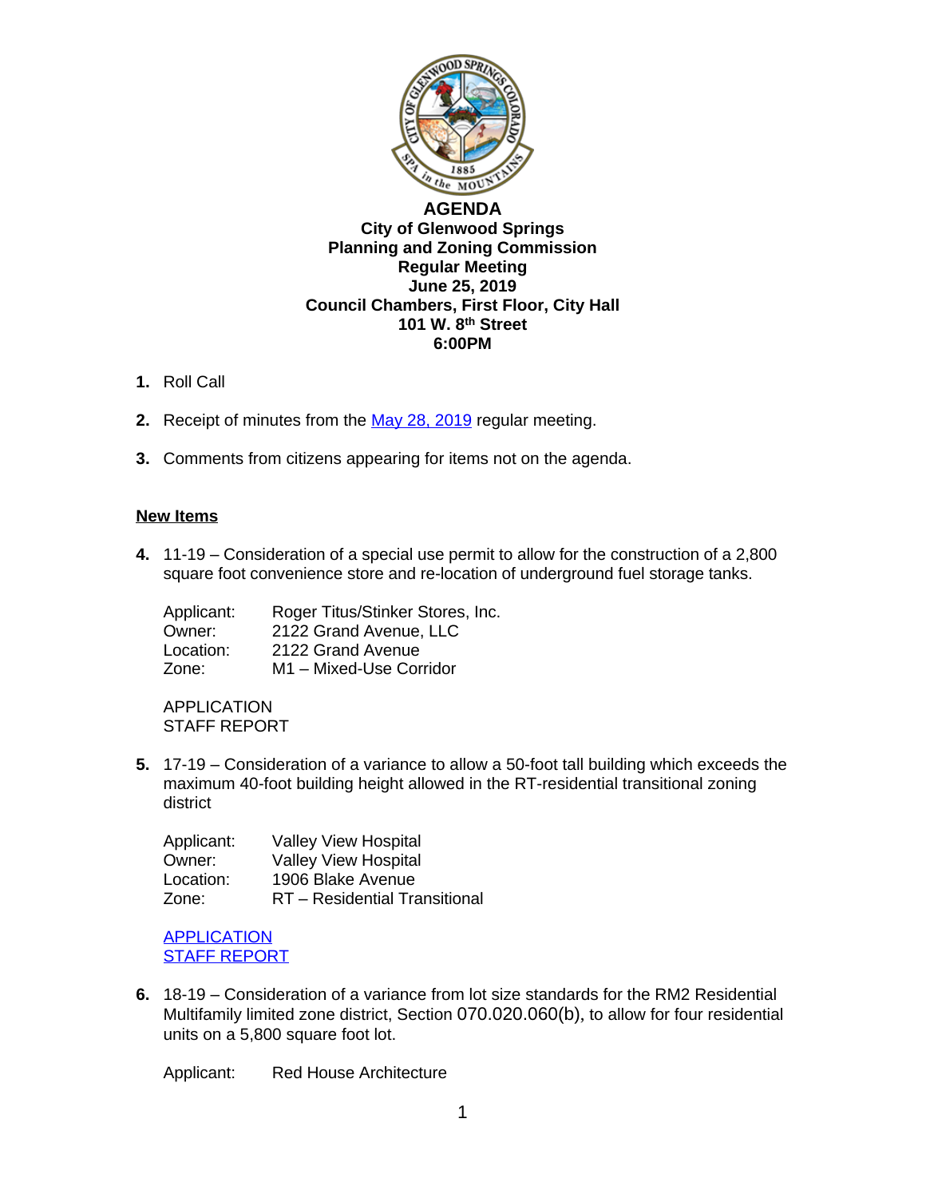# AGENDA

## City of Glenwood Springs
## Planning and Zoning Commission
## Regular Meeting
## June 25, 2019
## Council Chambers, First Floor, City Hall
## 101 W. 8th Street
## 6:00PM

1. Roll Call

2. Receipt of minutes from the May 28, 2019 regular meeting.

3. Comments from citizens appearing for items not on the agenda.

**New Items**

4. 11-19 – Consideration of a special use permit to allow for the construction of a 2,800 square foot convenience store and re-location of underground fuel storage tanks.

   Applicant: Roger Titus/Stinker Stores, Inc.
   Owner: 2122 Grand Avenue, LLC
   Location: 2122 Grand Avenue
   Zone: M1 – Mixed-Use Corridor

   APPLICATION
   STAFF REPORT

5. 17-19 – Consideration of a variance to allow a 50-foot tall building which exceeds the maximum 40-foot building height allowed in the RT-residential transitional zoning district

   Applicant: Valley View Hospital
   Owner: Valley View Hospital
   Location: 1906 Blake Avenue
   Zone: RT – Residential Transitional

   APPLICATION
   STAFF REPORT

6. 18-19 – Consideration of a variance from lot size standards for the RM2 Residential Multifamily limited zone district, Section 070.020.060(b), to allow for four residential units on a 5,800 square foot lot.

   Applicant: Red House Architecture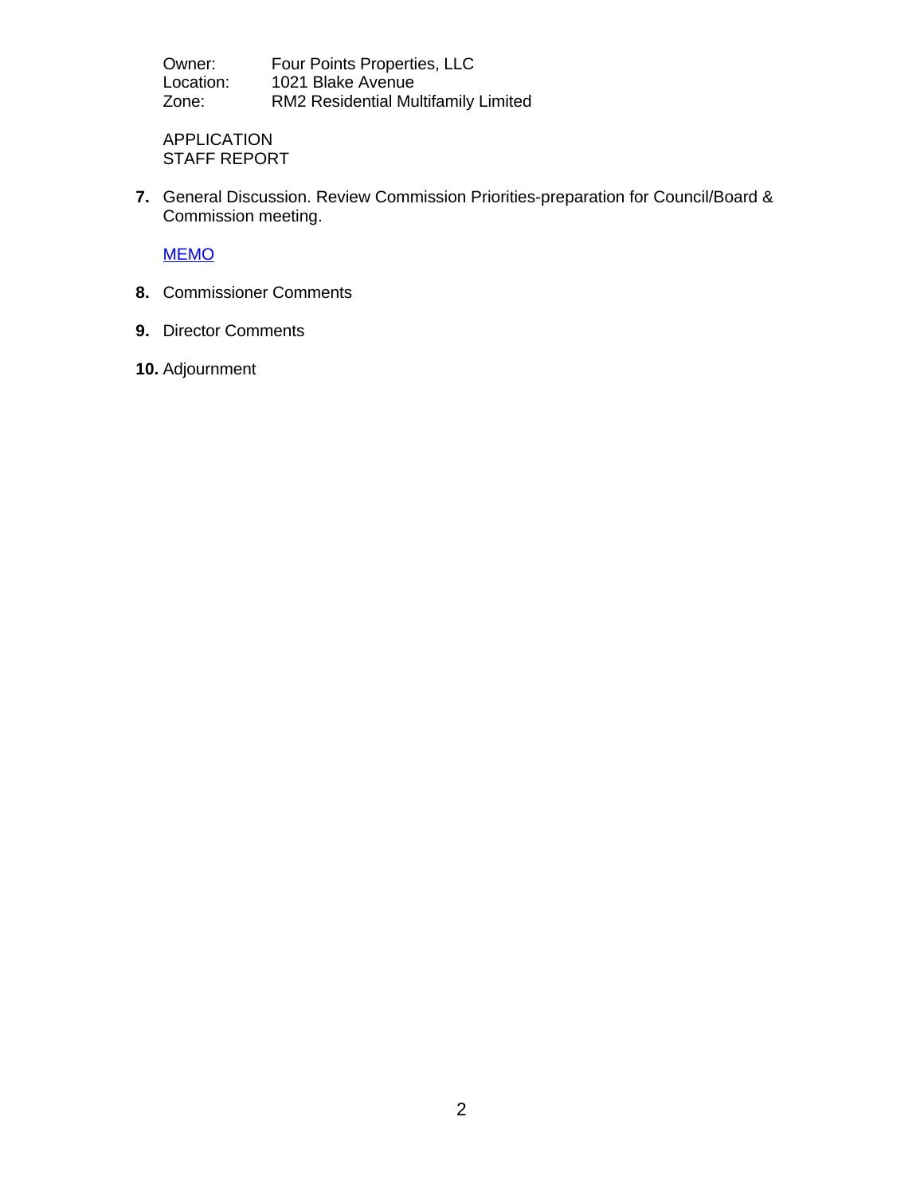Owner: Four Points Properties, LLC
Location: 1021 Blake Avenue
Zone: RM2 Residential Multifamily Limited

APPLICATION
STAFF REPORT

7. General Discussion. Review Commission Priorities-preparation for Council/Board & Commission meeting.

   MEMO

8. Commissioner Comments

9. Director Comments

10. Adjournment